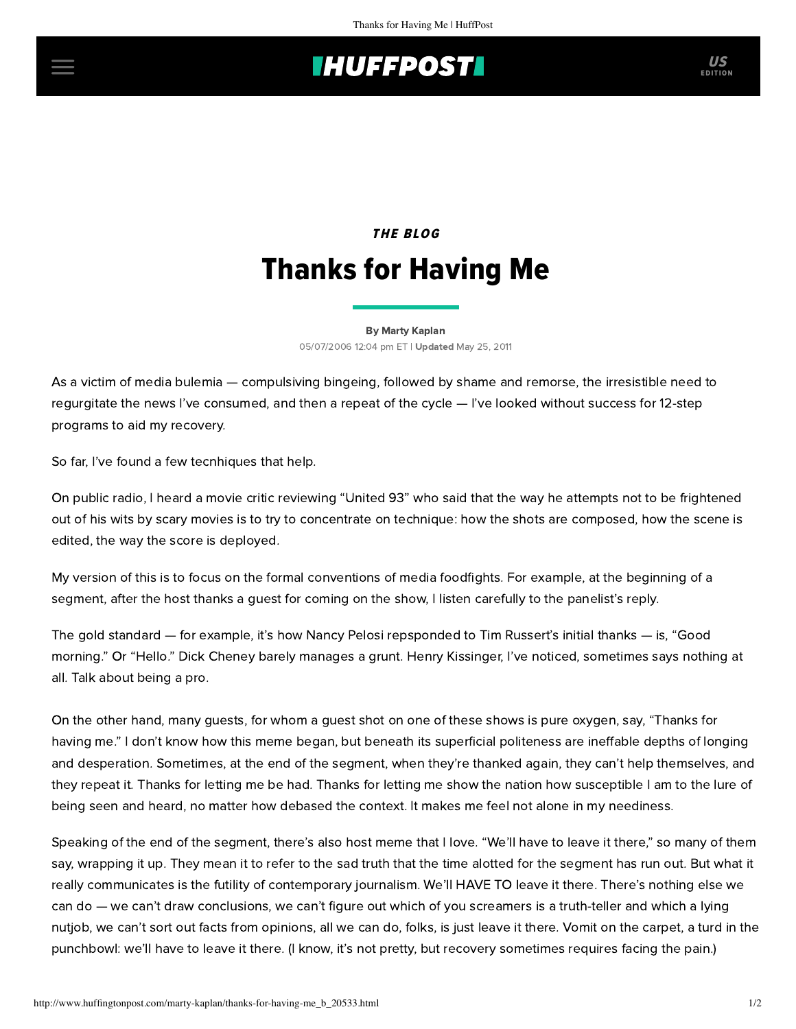*THE BLOG*

# Thanks for Having Me

By Marty Kaplan

05/07/2006 12:04 pm ET | **Updated** May 25, 2011

As a victim of media bulemia — compulsiving bingeing, followed by shame and remorse, the irresistible need to regurgitate the news I've consumed, and then a repeat of the cycle — I've looked without success for 12-step programs to aid my recovery.

So far, I've found a few tecnhiques that help.

On public radio, I heard a movie critic reviewing "United 93" who said that the way he attempts not to be frightened out of his wits by scary movies is to try to concentrate on technique: how the shots are composed, how the scene is edited, the way the score is deployed.

My version of this is to focus on the formal conventions of media foodfights. For example, at the beginning of a segment, after the host thanks a guest for coming on the show, I listen carefully to the panelist's reply.

The gold standard — for example, it's how Nancy Pelosi repsponded to Tim Russert's initial thanks — is, "Good morning." Or "Hello." Dick Cheney barely manages a grunt. Henry Kissinger, I've noticed, sometimes says nothing at all. Talk about being a pro.

On the other hand, many guests, for whom a guest shot on one of these shows is pure oxygen, say, "Thanks for having me." I don't know how this meme began, but beneath its superficial politeness are ineffable depths of longing and desperation. Sometimes, at the end of the segment, when they're thanked again, they can't help themselves, and they repeat it. Thanks for letting me be had. Thanks for letting me show the nation how susceptible I am to the lure of being seen and heard, no matter how debased the context. It makes me feel not alone in my neediness.

Speaking of the end of the segment, there's also host meme that I love. "We'll have to leave it there," so many of them say, wrapping it up. They mean it to refer to the sad truth that the time alotted for the segment has run out. But what it really communicates is the futility of contemporary journalism. We'll HAVE TO leave it there. There's nothing else we can do — we can't draw conclusions, we can't figure out which of you screamers is a truth-teller and which a lying nutjob, we can't sort out facts from opinions, all we can do, folks, is just leave it there. Vomit on the carpet, a turd in the punchbowl: we'll have to leave it there. (I know, it's not pretty, but recovery sometimes requires facing the pain.)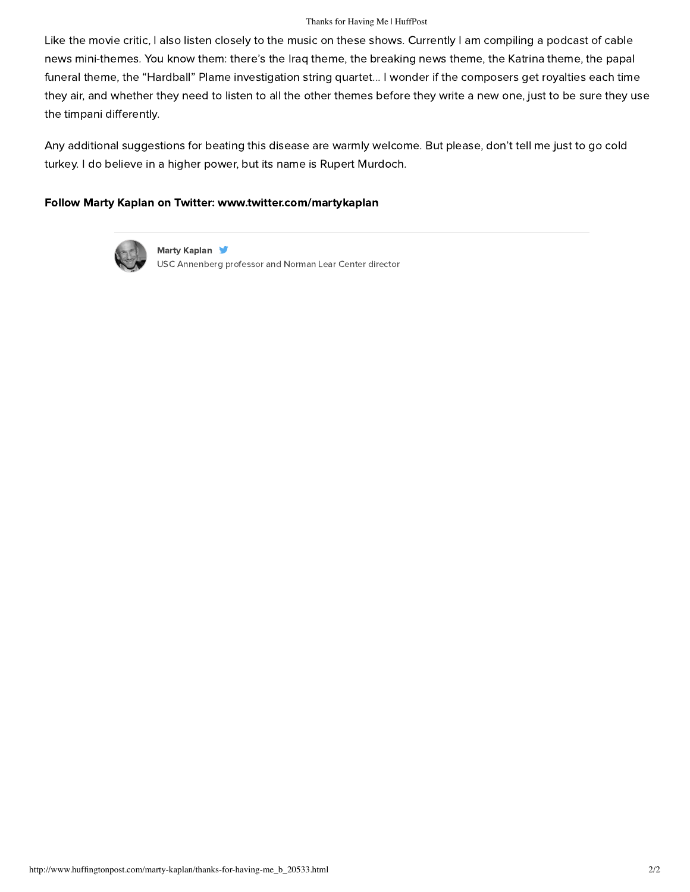Like the movie critic, I also listen closely to the music on these shows. Currently I am compiling a podcast of cable news mini-themes. You know them: there's the Iraq theme, the breaking news theme, the Katrina theme, the papal funeral theme, the "Hardball" Plame investigation string quartet... I wonder if the composers get royalties each time they air, and whether they need to listen to all the other themes before they write a new one, just to be sure they use the timpani differently.

Any additional suggestions for beating this disease are warmly welcome. But please, don't tell me just to go cold turkey. I do believe in a higher power, but its name is Rupert Murdoch.

**Follow Marty Kaplan on Twitter: www.twitter.com/martykaplan**

---

**Marty Kaplan**

USC Annenberg professor and Norman Lear Center director